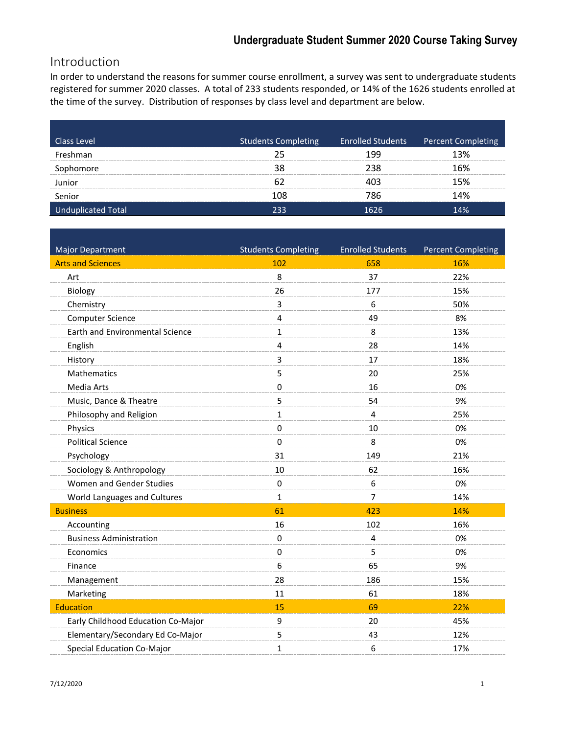# Undergraduate Student Summer 2020 Course Taking Survey

## Introduction

In order to understand the reasons for summer course enrollment, a survey was sent to undergraduate students registered for summer 2020 classes. A total of 233 students responded, or 14% of the 1626 students enrolled at the time of the survey. Distribution of responses by class level and department are below.

| Class Level | Students Completing | Enrolled Students | Percent Completing |
|---|---|---|---|
| Freshman | 25 | 199 | 13% |
| Sophomore | 38 | 238 | 16% |
| Junior | 62 | 403 | 15% |
| Senior | 108 | 786 | 14% |
| Unduplicated Total | 233 | 1626 | 14% |

| Major Department | Students Completing | Enrolled Students | Percent Completing |
|---|---|---|---|
| Arts and Sciences | 102 | 658 | 16% |
| Art | 8 | 37 | 22% |
| Biology | 26 | 177 | 15% |
| Chemistry | 3 | 6 | 50% |
| Computer Science | 4 | 49 | 8% |
| Earth and Environmental Science | 1 | 8 | 13% |
| English | 4 | 28 | 14% |
| History | 3 | 17 | 18% |
| Mathematics | 5 | 20 | 25% |
| Media Arts | 0 | 16 | 0% |
| Music, Dance & Theatre | 5 | 54 | 9% |
| Philosophy and Religion | 1 | 4 | 25% |
| Physics | 0 | 10 | 0% |
| Political Science | 0 | 8 | 0% |
| Psychology | 31 | 149 | 21% |
| Sociology & Anthropology | 10 | 62 | 16% |
| Women and Gender Studies | 0 | 6 | 0% |
| World Languages and Cultures | 1 | 7 | 14% |
| Business | 61 | 423 | 14% |
| Accounting | 16 | 102 | 16% |
| Business Administration | 0 | 4 | 0% |
| Economics | 0 | 5 | 0% |
| Finance | 6 | 65 | 9% |
| Management | 28 | 186 | 15% |
| Marketing | 11 | 61 | 18% |
| Education | 15 | 69 | 22% |
| Early Childhood Education Co-Major | 9 | 20 | 45% |
| Elementary/Secondary Ed Co-Major | 5 | 43 | 12% |
| Special Education Co-Major | 1 | 6 | 17% |

7/12/2020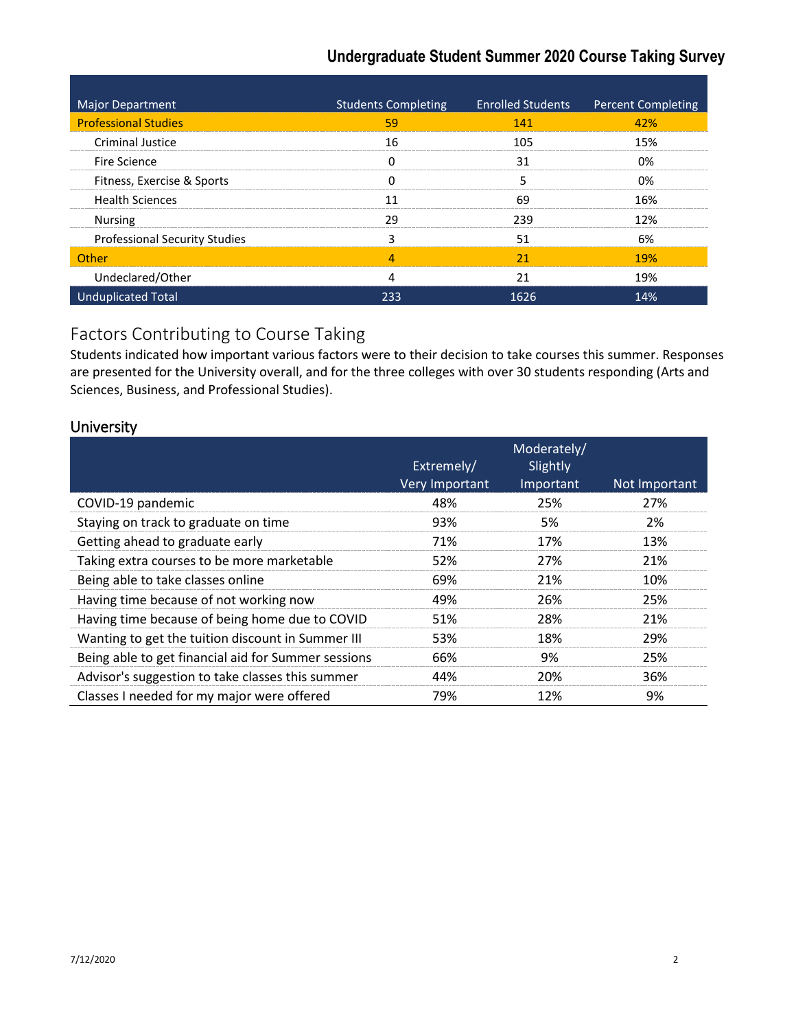| Major Department | Students Completing | Enrolled Students | Percent Completing |
|---|---|---|---|
| Professional Studies | 59 | 141 | 42% |
| Criminal Justice | 16 | 105 | 15% |
| Fire Science | 0 | 31 | 0% |
| Fitness, Exercise & Sports | 0 | 5 | 0% |
| Health Sciences | 11 | 69 | 16% |
| Nursing | 29 | 239 | 12% |
| Professional Security Studies | 3 | 51 | 6% |
| Other | 4 | 21 | 19% |
| Undeclared/Other | 4 | 21 | 19% |
| Unduplicated Total | 233 | 1626 | 14% |

## Factors Contributing to Course Taking

Students indicated how important various factors were to their decision to take courses this summer. Responses are presented for the University overall, and for the three colleges with over 30 students responding (Arts and Sciences, Business, and Professional Studies).

### University

| | Extremely/ Very Important | Moderately/ Slightly Important | Not Important |
|---|---|---|---|
| COVID-19 pandemic | 48% | 25% | 27% |
| Staying on track to graduate on time | 93% | 5% | 2% |
| Getting ahead to graduate early | 71% | 17% | 13% |
| Taking extra courses to be more marketable | 52% | 27% | 21% |
| Being able to take classes online | 69% | 21% | 10% |
| Having time because of not working now | 49% | 26% | 25% |
| Having time because of being home due to COVID | 51% | 28% | 21% |
| Wanting to get the tuition discount in Summer III | 53% | 18% | 29% |
| Being able to get financial aid for Summer sessions | 66% | 9% | 25% |
| Advisor's suggestion to take classes this summer | 44% | 20% | 36% |
| Classes I needed for my major were offered | 79% | 12% | 9% |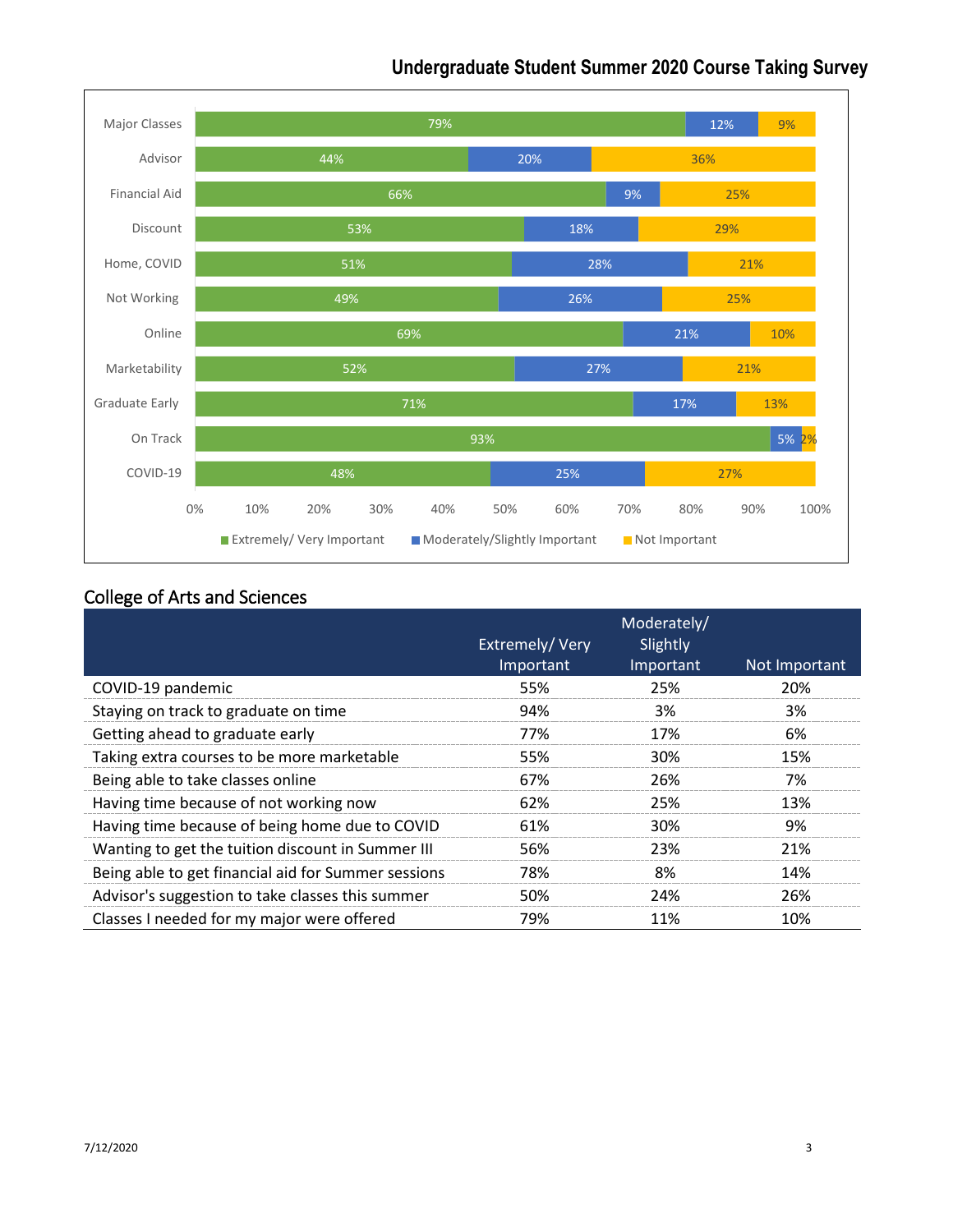# Undergraduate Student Summer 2020 Course Taking Survey

| | Extremely/ Very Important | Moderately/Slightly Important | Not Important |
|---|---|---|---|
| Major Classes | 79% | 12% | 9% |
| Advisor | 44% | 20% | 36% |
| Financial Aid | 66% | 9% | 25% |
| Discount | 53% | 18% | 29% |
| Home, COVID | 51% | 28% | 21% |
| Not Working | 49% | 26% | 25% |
| Online | 69% | 21% | 10% |
| Marketability | 52% | 27% | 21% |
| Graduate Early | 71% | 17% | 13% |
| On Track | 93% | 5% | 2% |
| COVID-19 | 48% | 25% | 27% |

## College of Arts and Sciences

| | Extremely/ Very Important | Moderately/ Slightly Important | Not Important |
|---|---|---|---|
| COVID-19 pandemic | 55% | 25% | 20% |
| Staying on track to graduate on time | 94% | 3% | 3% |
| Getting ahead to graduate early | 77% | 17% | 6% |
| Taking extra courses to be more marketable | 55% | 30% | 15% |
| Being able to take classes online | 67% | 26% | 7% |
| Having time because of not working now | 62% | 25% | 13% |
| Having time because of being home due to COVID | 61% | 30% | 9% |
| Wanting to get the tuition discount in Summer III | 56% | 23% | 21% |
| Being able to get financial aid for Summer sessions | 78% | 8% | 14% |
| Advisor's suggestion to take classes this summer | 50% | 24% | 26% |
| Classes I needed for my major were offered | 79% | 11% | 10% |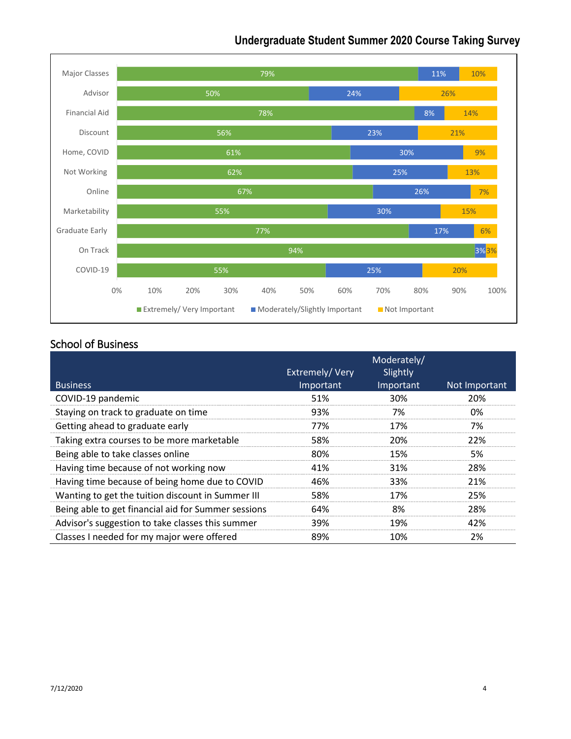## Undergraduate Student Summer 2020 Course Taking Survey

| | Extremely/ Very Important | Moderately/Slightly Important | Not Important |
|---|---|---|---|
| Major Classes | 79% | 11% | 10% |
| Advisor | 50% | 24% | 26% |
| Financial Aid | 78% | 8% | 14% |
| Discount | 56% | 23% | 21% |
| Home, COVID | 61% | 30% | 9% |
| Not Working | 62% | 25% | 13% |
| Online | 67% | 26% | 7% |
| Marketability | 55% | 30% | 15% |
| Graduate Early | 77% | 17% | 6% |
| On Track | 94% | 3% | 3% |
| COVID-19 | 55% | 25% | 20% |

## School of Business

| Business | Extremely/ Very Important | Moderately/ Slightly Important | Not Important |
|---|---|---|---|
| COVID-19 pandemic | 51% | 30% | 20% |
| Staying on track to graduate on time | 93% | 7% | 0% |
| Getting ahead to graduate early | 77% | 17% | 7% |
| Taking extra courses to be more marketable | 58% | 20% | 22% |
| Being able to take classes online | 80% | 15% | 5% |
| Having time because of not working now | 41% | 31% | 28% |
| Having time because of being home due to COVID | 46% | 33% | 21% |
| Wanting to get the tuition discount in Summer III | 58% | 17% | 25% |
| Being able to get financial aid for Summer sessions | 64% | 8% | 28% |
| Advisor's suggestion to take classes this summer | 39% | 19% | 42% |
| Classes I needed for my major were offered | 89% | 10% | 2% |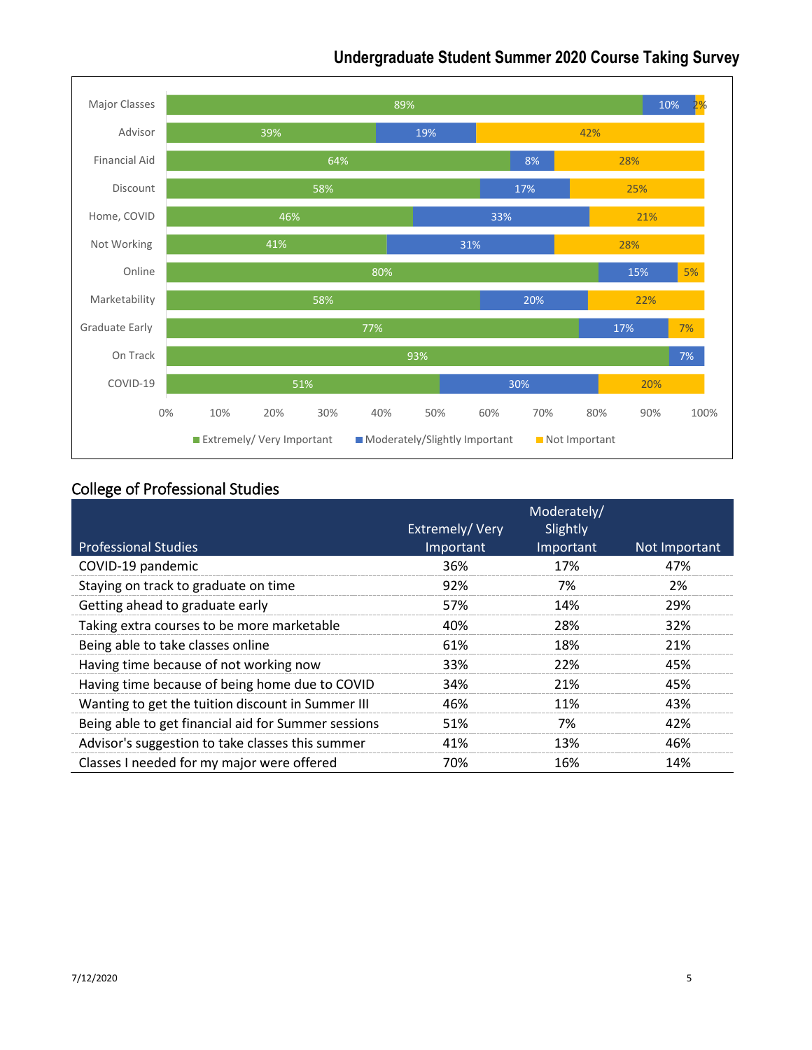## Undergraduate Student Summer 2020 Course Taking Survey

| | Extremely/ Very Important | Moderately/Slightly Important | Not Important |
|---|---|---|---|
| Major Classes | 89% | 10% | 2% |
| Advisor | 39% | 19% | 42% |
| Financial Aid | 64% | 8% | 28% |
| Discount | 58% | 17% | 25% |
| Home, COVID | 46% | 33% | 21% |
| Not Working | 41% | 31% | 28% |
| Online | 80% | 15% | 5% |
| Marketability | 58% | 20% | 22% |
| Graduate Early | 77% | 17% | 7% |
| On Track | 93% | 7% | |
| COVID-19 | 51% | 30% | 20% |

## College of Professional Studies

| Professional Studies | Extremely/ Very Important | Moderately/ Slightly Important | Not Important |
|---|---|---|---|
| COVID-19 pandemic | 36% | 17% | 47% |
| Staying on track to graduate on time | 92% | 7% | 2% |
| Getting ahead to graduate early | 57% | 14% | 29% |
| Taking extra courses to be more marketable | 40% | 28% | 32% |
| Being able to take classes online | 61% | 18% | 21% |
| Having time because of not working now | 33% | 22% | 45% |
| Having time because of being home due to COVID | 34% | 21% | 45% |
| Wanting to get the tuition discount in Summer III | 46% | 11% | 43% |
| Being able to get financial aid for Summer sessions | 51% | 7% | 42% |
| Advisor's suggestion to take classes this summer | 41% | 13% | 46% |
| Classes I needed for my major were offered | 70% | 16% | 14% |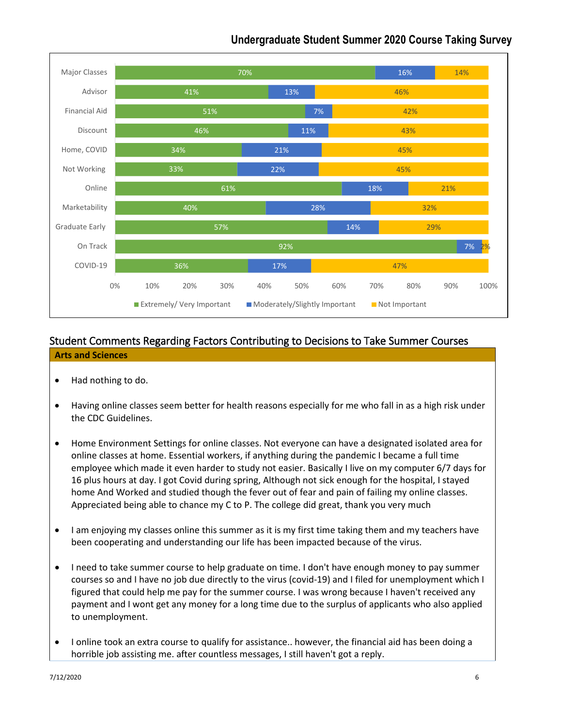## Undergraduate Student Summer 2020 Course Taking Survey

| Factor | Extremely/ Very Important | Moderately/Slightly Important | Not Important |
|---|---|---|---|
| Major Classes | 70% | 16% | 14% |
| Advisor | 41% | 13% | 46% |
| Financial Aid | 51% | 7% | 42% |
| Discount | 46% | 11% | 43% |
| Home, COVID | 34% | 21% | 45% |
| Not Working | 33% | 22% | 45% |
| Online | 61% | 18% | 21% |
| Marketability | 40% | 28% | 32% |
| Graduate Early | 57% | 14% | 29% |
| On Track | 92% | 7% | 2% |
| COVID-19 | 36% | 17% | 47% |

## Student Comments Regarding Factors Contributing to Decisions to Take Summer Courses

### Arts and Sciences

- Had nothing to do.
- Having online classes seem better for health reasons especially for me who fall in as a high risk under the CDC Guidelines.
- Home Environment Settings for online classes. Not everyone can have a designated isolated area for online classes at home. Essential workers, if anything during the pandemic I became a full time employee which made it even harder to study not easier. Basically I live on my computer 6/7 days for 16 plus hours at day. I got Covid during spring, Although not sick enough for the hospital, I stayed home And Worked and studied though the fever out of fear and pain of failing my online classes. Appreciated being able to chance my C to P. The college did great, thank you very much
- I am enjoying my classes online this summer as it is my first time taking them and my teachers have been cooperating and understanding our life has been impacted because of the virus.
- I need to take summer course to help graduate on time. I don't have enough money to pay summer courses so and I have no job due directly to the virus (covid-19) and I filed for unemployment which I figured that could help me pay for the summer course. I was wrong because I haven't received any payment and I wont get any money for a long time due to the surplus of applicants who also applied to unemployment.
- I online took an extra course to qualify for assistance.. however, the financial aid has been doing a horrible job assisting me. after countless messages, I still haven't got a reply.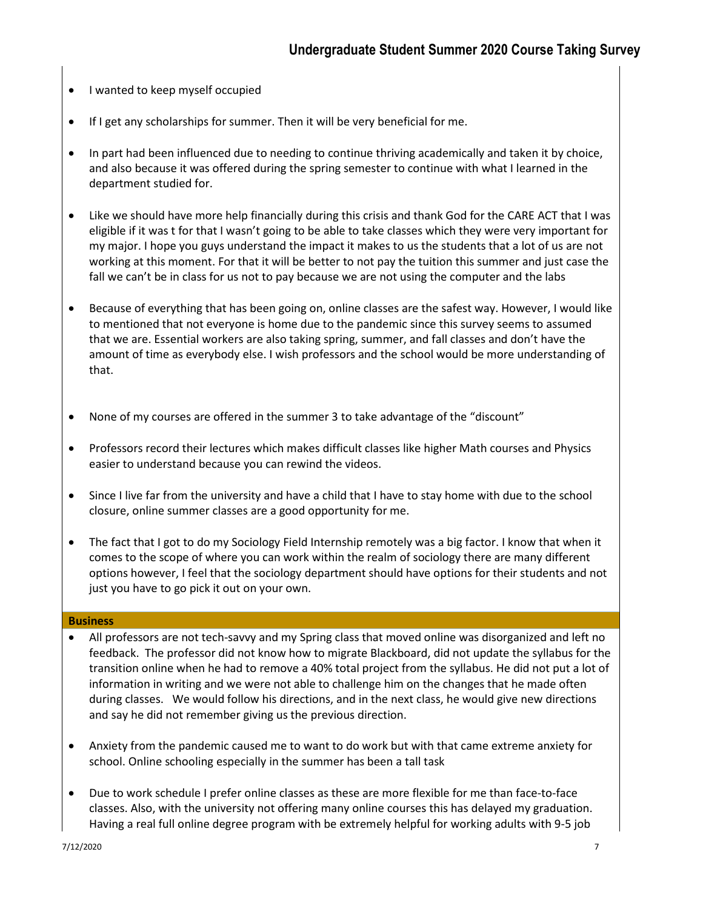- I wanted to keep myself occupied
- If I get any scholarships for summer. Then it will be very beneficial for me.
- In part had been influenced due to needing to continue thriving academically and taken it by choice, and also because it was offered during the spring semester to continue with what I learned in the department studied for.
- Like we should have more help financially during this crisis and thank God for the CARE ACT that I was eligible if it was t for that I wasn't going to be able to take classes which they were very important for my major. I hope you guys understand the impact it makes to us the students that a lot of us are not working at this moment. For that it will be better to not pay the tuition this summer and just case the fall we can't be in class for us not to pay because we are not using the computer and the labs
- Because of everything that has been going on, online classes are the safest way. However, I would like to mentioned that not everyone is home due to the pandemic since this survey seems to assumed that we are. Essential workers are also taking spring, summer, and fall classes and don't have the amount of time as everybody else. I wish professors and the school would be more understanding of that.
- None of my courses are offered in the summer 3 to take advantage of the "discount"
- Professors record their lectures which makes difficult classes like higher Math courses and Physics easier to understand because you can rewind the videos.
- Since I live far from the university and have a child that I have to stay home with due to the school closure, online summer classes are a good opportunity for me.
- The fact that I got to do my Sociology Field Internship remotely was a big factor. I know that when it comes to the scope of where you can work within the realm of sociology there are many different options however, I feel that the sociology department should have options for their students and not just you have to go pick it out on your own.

**Business**

- All professors are not tech-savvy and my Spring class that moved online was disorganized and left no feedback. The professor did not know how to migrate Blackboard, did not update the syllabus for the transition online when he had to remove a 40% total project from the syllabus. He did not put a lot of information in writing and we were not able to challenge him on the changes that he made often during classes. We would follow his directions, and in the next class, he would give new directions and say he did not remember giving us the previous direction.
- Anxiety from the pandemic caused me to want to do work but with that came extreme anxiety for school. Online schooling especially in the summer has been a tall task
- Due to work schedule I prefer online classes as these are more flexible for me than face-to-face classes. Also, with the university not offering many online courses this has delayed my graduation. Having a real full online degree program with be extremely helpful for working adults with 9-5 job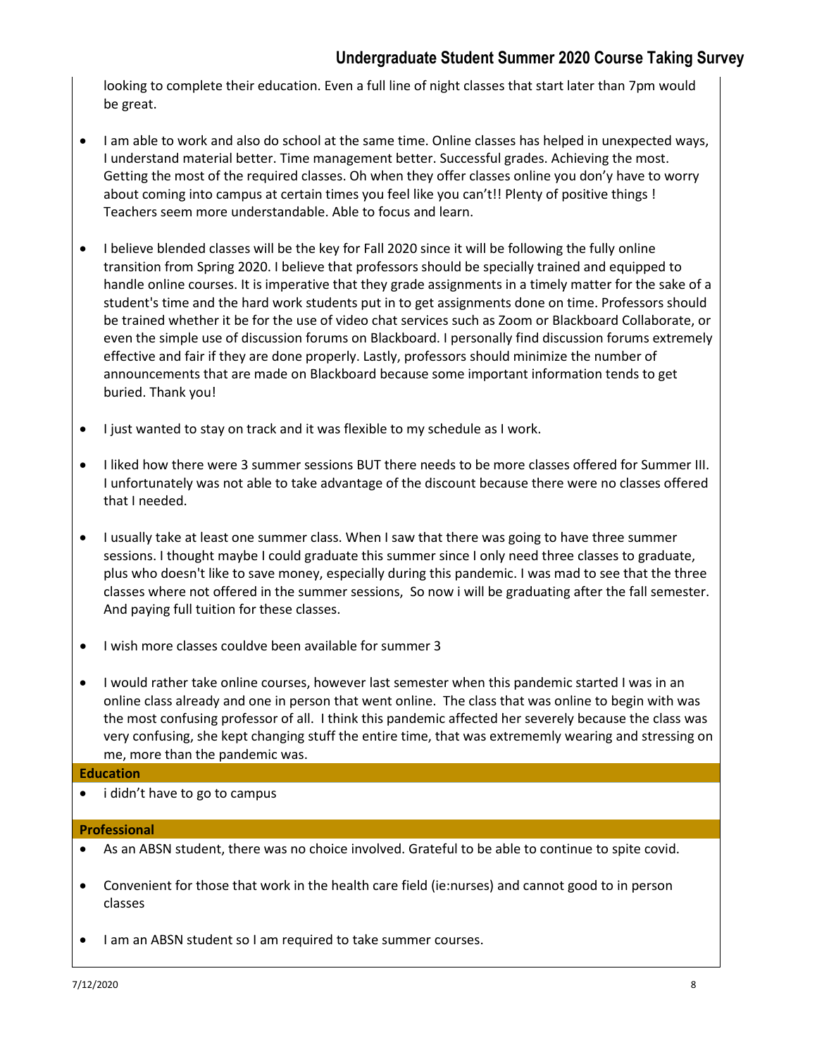looking to complete their education. Even a full line of night classes that start later than 7pm would be great.

- I am able to work and also do school at the same time. Online classes has helped in unexpected ways, I understand material better. Time management better. Successful grades. Achieving the most. Getting the most of the required classes. Oh when they offer classes online you don'y have to worry about coming into campus at certain times you feel like you can't!! Plenty of positive things ! Teachers seem more understandable. Able to focus and learn.

- I believe blended classes will be the key for Fall 2020 since it will be following the fully online transition from Spring 2020. I believe that professors should be specially trained and equipped to handle online courses. It is imperative that they grade assignments in a timely matter for the sake of a student's time and the hard work students put in to get assignments done on time. Professors should be trained whether it be for the use of video chat services such as Zoom or Blackboard Collaborate, or even the simple use of discussion forums on Blackboard. I personally find discussion forums extremely effective and fair if they are done properly. Lastly, professors should minimize the number of announcements that are made on Blackboard because some important information tends to get buried. Thank you!

- I just wanted to stay on track and it was flexible to my schedule as I work.

- I liked how there were 3 summer sessions BUT there needs to be more classes offered for Summer III. I unfortunately was not able to take advantage of the discount because there were no classes offered that I needed.

- I usually take at least one summer class. When I saw that there was going to have three summer sessions. I thought maybe I could graduate this summer since I only need three classes to graduate, plus who doesn't like to save money, especially during this pandemic. I was mad to see that the three classes where not offered in the summer sessions, So now i will be graduating after the fall semester. And paying full tuition for these classes.

- I wish more classes couldve been available for summer 3

- I would rather take online courses, however last semester when this pandemic started I was in an online class already and one in person that went online. The class that was online to begin with was the most confusing professor of all. I think this pandemic affected her severely because the class was very confusing, she kept changing stuff the entire time, that was extrememly wearing and stressing on me, more than the pandemic was.

**Education**

- i didn't have to go to campus

**Professional**

- As an ABSN student, there was no choice involved. Grateful to be able to continue to spite covid.

- Convenient for those that work in the health care field (ie:nurses) and cannot good to in person classes

- I am an ABSN student so I am required to take summer courses.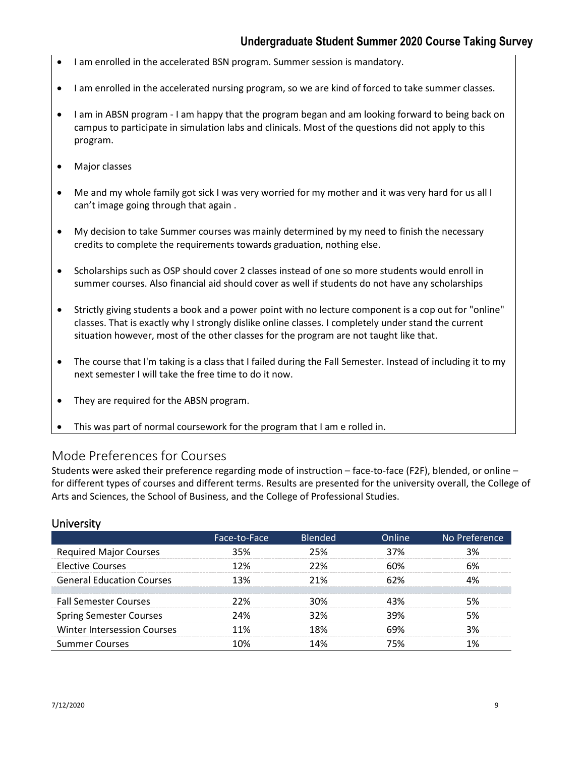- I am enrolled in the accelerated BSN program. Summer session is mandatory.
- I am enrolled in the accelerated nursing program, so we are kind of forced to take summer classes.
- I am in ABSN program - I am happy that the program began and am looking forward to being back on campus to participate in simulation labs and clinicals. Most of the questions did not apply to this program.
- Major classes
- Me and my whole family got sick I was very worried for my mother and it was very hard for us all I can't image going through that again .
- My decision to take Summer courses was mainly determined by my need to finish the necessary credits to complete the requirements towards graduation, nothing else.
- Scholarships such as OSP should cover 2 classes instead of one so more students would enroll in summer courses. Also financial aid should cover as well if students do not have any scholarships
- Strictly giving students a book and a power point with no lecture component is a cop out for "online" classes. That is exactly why I strongly dislike online classes. I completely under stand the current situation however, most of the other classes for the program are not taught like that.
- The course that I'm taking is a class that I failed during the Fall Semester. Instead of including it to my next semester I will take the free time to do it now.
- They are required for the ABSN program.
- This was part of normal coursework for the program that I am e rolled in.

## Mode Preferences for Courses

Students were asked their preference regarding mode of instruction – face-to-face (F2F), blended, or online – for different types of courses and different terms. Results are presented for the university overall, the College of Arts and Sciences, the School of Business, and the College of Professional Studies.

### University

| | Face-to-Face | Blended | Online | No Preference |
|---|---|---|---|---|
| Required Major Courses | 35% | 25% | 37% | 3% |
| Elective Courses | 12% | 22% | 60% | 6% |
| General Education Courses | 13% | 21% | 62% | 4% |
| | | | | |
| Fall Semester Courses | 22% | 30% | 43% | 5% |
| Spring Semester Courses | 24% | 32% | 39% | 5% |
| Winter Intersession Courses | 11% | 18% | 69% | 3% |
| Summer Courses | 10% | 14% | 75% | 1% |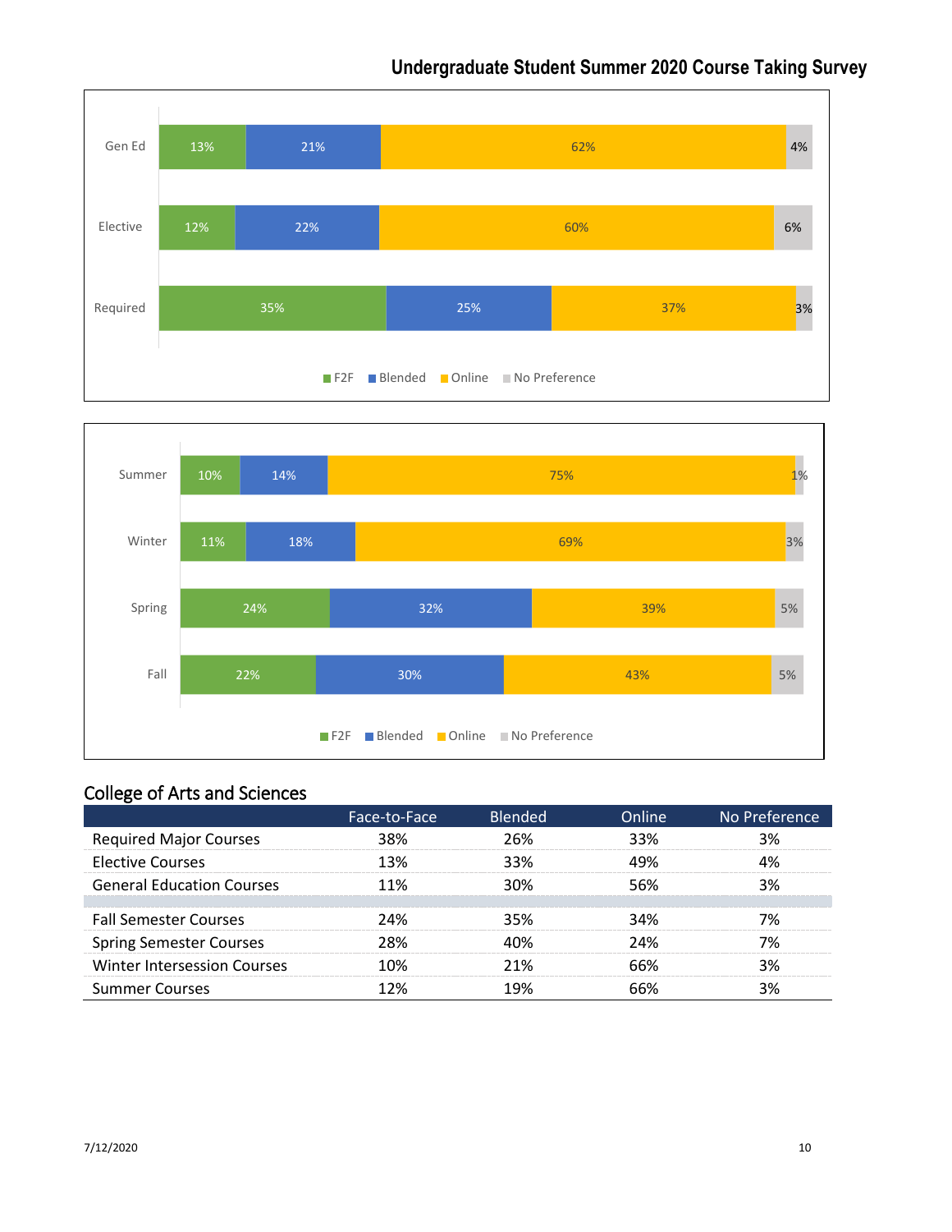| | F2F | Blended | Online | No Preference |
|---|---|---|---|---|
| Gen Ed | 13% | 21% | 62% | 4% |
| Elective | 12% | 22% | 60% | 6% |
| Required | 35% | 25% | 37% | 3% |

| | F2F | Blended | Online | No Preference |
|---|---|---|---|---|
| Summer | 10% | 14% | 75% | 1% |
| Winter | 11% | 18% | 69% | 3% |
| Spring | 24% | 32% | 39% | 5% |
| Fall | 22% | 30% | 43% | 5% |

## College of Arts and Sciences

| | Face-to-Face | Blended | Online | No Preference |
|---|---|---|---|---|
| Required Major Courses | 38% | 26% | 33% | 3% |
| Elective Courses | 13% | 33% | 49% | 4% |
| General Education Courses | 11% | 30% | 56% | 3% |
| Fall Semester Courses | 24% | 35% | 34% | 7% |
| Spring Semester Courses | 28% | 40% | 24% | 7% |
| Winter Intersession Courses | 10% | 21% | 66% | 3% |
| Summer Courses | 12% | 19% | 66% | 3% |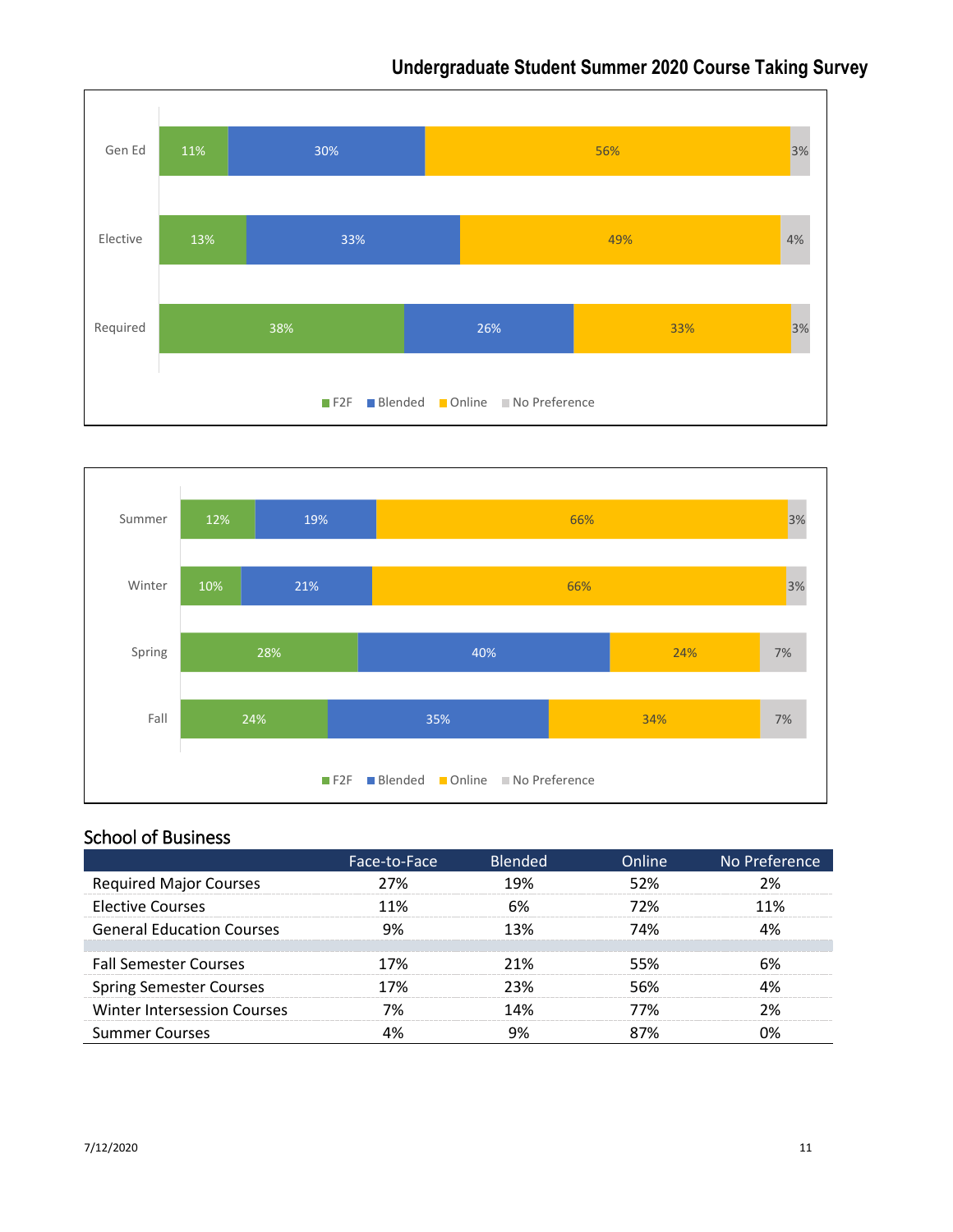## Undergraduate Student Summer 2020 Course Taking Survey

| | F2F | Blended | Online | No Preference |
|---|---|---|---|---|
| Gen Ed | 11% | 30% | 56% | 3% |
| Elective | 13% | 33% | 49% | 4% |
| Required | 38% | 26% | 33% | 3% |

| | F2F | Blended | Online | No Preference |
|---|---|---|---|---|
| Summer | 12% | 19% | 66% | 3% |
| Winter | 10% | 21% | 66% | 3% |
| Spring | 28% | 40% | 24% | 7% |
| Fall | 24% | 35% | 34% | 7% |

### School of Business

| | Face-to-Face | Blended | Online | No Preference |
|---|---|---|---|---|
| Required Major Courses | 27% | 19% | 52% | 2% |
| Elective Courses | 11% | 6% | 72% | 11% |
| General Education Courses | 9% | 13% | 74% | 4% |
| Fall Semester Courses | 17% | 21% | 55% | 6% |
| Spring Semester Courses | 17% | 23% | 56% | 4% |
| Winter Intersession Courses | 7% | 14% | 77% | 2% |
| Summer Courses | 4% | 9% | 87% | 0% |

7/12/2020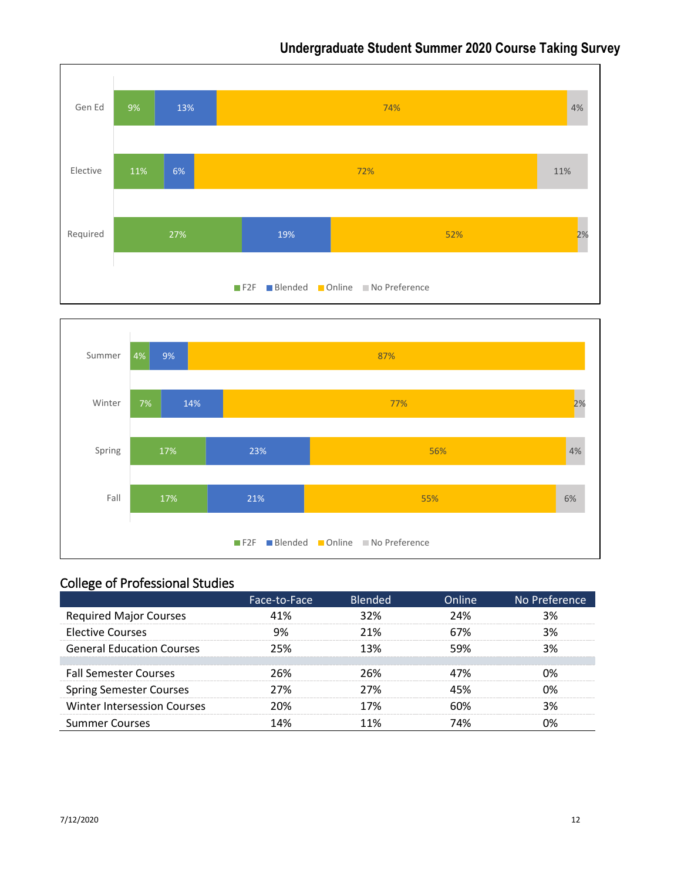# Undergraduate Student Summer 2020 Course Taking Survey

| | F2F | Blended | Online | No Preference |
|---|---|---|---|---|
| Gen Ed | 9% | 13% | 74% | 4% |
| Elective | 11% | 6% | 72% | 11% |
| Required | 27% | 19% | 52% | 2% |

| | F2F | Blended | Online | No Preference |
|---|---|---|---|---|
| Summer | 4% | 9% | 87% | |
| Winter | 7% | 14% | 77% | 2% |
| Spring | 17% | 23% | 56% | 4% |
| Fall | 17% | 21% | 55% | 6% |

## College of Professional Studies

| | Face-to-Face | Blended | Online | No Preference |
|---|---|---|---|---|
| Required Major Courses | 41% | 32% | 24% | 3% |
| Elective Courses | 9% | 21% | 67% | 3% |
| General Education Courses | 25% | 13% | 59% | 3% |
| Fall Semester Courses | 26% | 26% | 47% | 0% |
| Spring Semester Courses | 27% | 27% | 45% | 0% |
| Winter Intersession Courses | 20% | 17% | 60% | 3% |
| Summer Courses | 14% | 11% | 74% | 0% |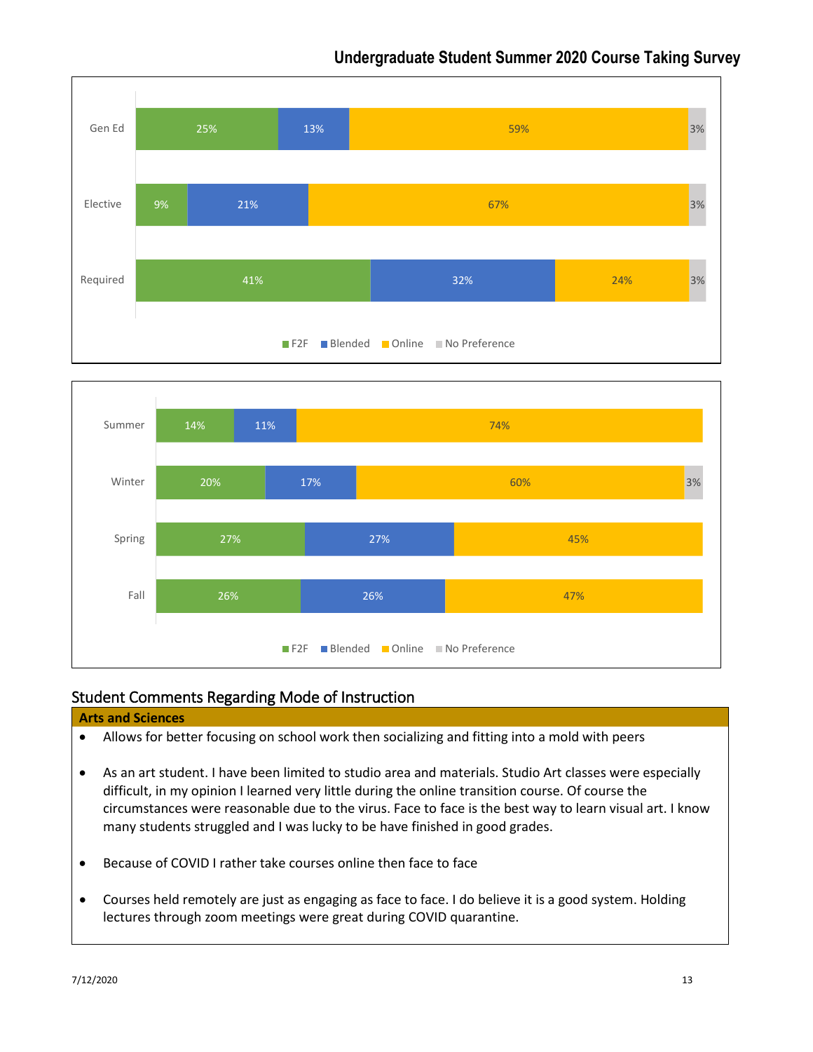## Undergraduate Student Summer 2020 Course Taking Survey

| | F2F | Blended | Online | No Preference |
|---|---|---|---|---|
| Gen Ed | 25% | 13% | 59% | 3% |
| Elective | 9% | 21% | 67% | 3% |
| Required | 41% | 32% | 24% | 3% |

| | F2F | Blended | Online | No Preference |
|---|---|---|---|---|
| Summer | 14% | 11% | 74% | |
| Winter | 20% | 17% | 60% | 3% |
| Spring | 27% | 27% | 45% | |
| Fall | 26% | 26% | 47% | |

## Student Comments Regarding Mode of Instruction

**Arts and Sciences**

- Allows for better focusing on school work then socializing and fitting into a mold with peers
- As an art student. I have been limited to studio area and materials. Studio Art classes were especially difficult, in my opinion I learned very little during the online transition course. Of course the circumstances were reasonable due to the virus. Face to face is the best way to learn visual art. I know many students struggled and I was lucky to be have finished in good grades.
- Because of COVID I rather take courses online then face to face
- Courses held remotely are just as engaging as face to face. I do believe it is a good system. Holding lectures through zoom meetings were great during COVID quarantine.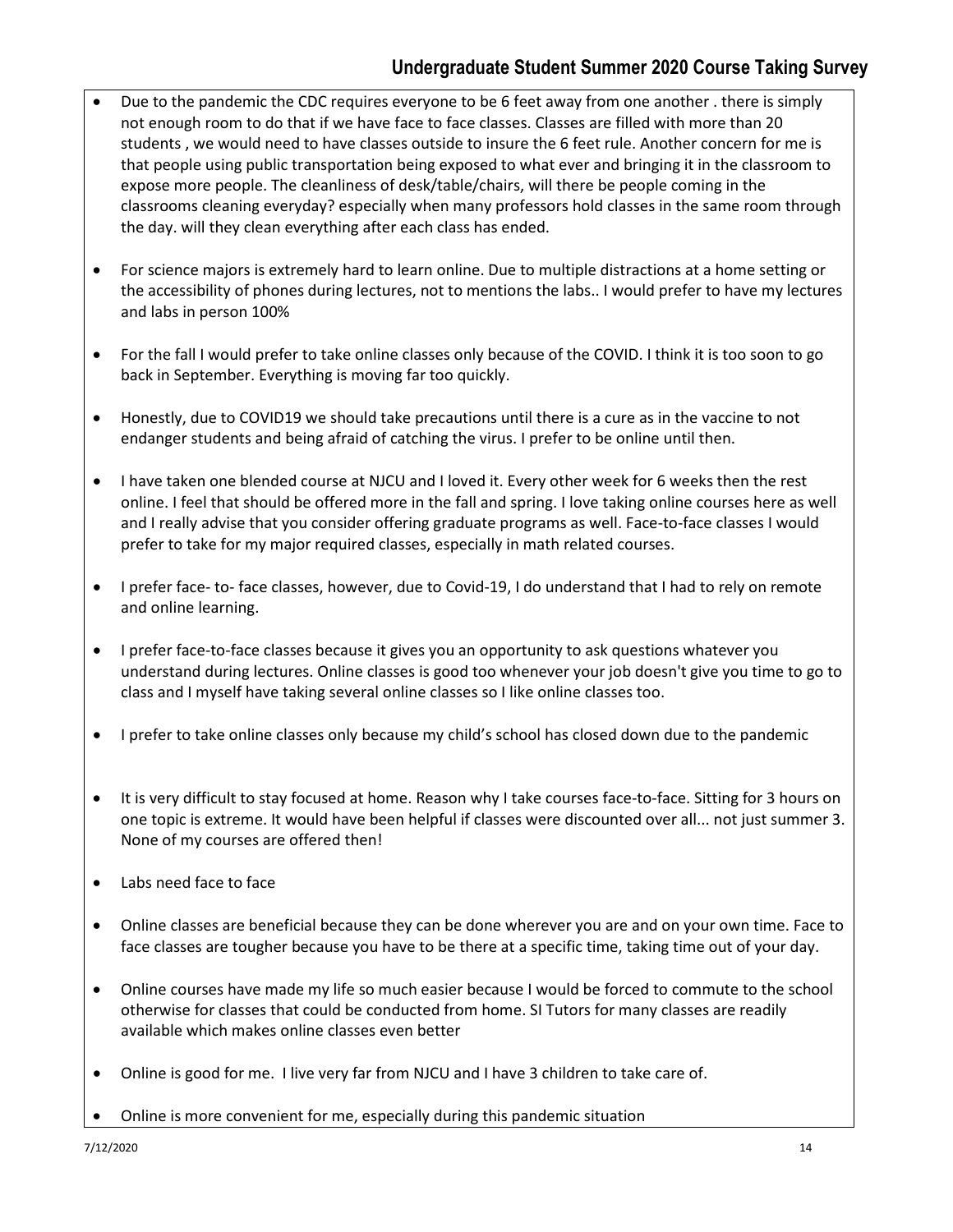- Due to the pandemic the CDC requires everyone to be 6 feet away from one another . there is simply not enough room to do that if we have face to face classes. Classes are filled with more than 20 students , we would need to have classes outside to insure the 6 feet rule. Another concern for me is that people using public transportation being exposed to what ever and bringing it in the classroom to expose more people. The cleanliness of desk/table/chairs, will there be people coming in the classrooms cleaning everyday? especially when many professors hold classes in the same room through the day. will they clean everything after each class has ended.

- For science majors is extremely hard to learn online. Due to multiple distractions at a home setting or the accessibility of phones during lectures, not to mentions the labs.. I would prefer to have my lectures and labs in person 100%

- For the fall I would prefer to take online classes only because of the COVID. I think it is too soon to go back in September. Everything is moving far too quickly.

- Honestly, due to COVID19 we should take precautions until there is a cure as in the vaccine to not endanger students and being afraid of catching the virus. I prefer to be online until then.

- I have taken one blended course at NJCU and I loved it. Every other week for 6 weeks then the rest online. I feel that should be offered more in the fall and spring. I love taking online courses here as well and I really advise that you consider offering graduate programs as well. Face-to-face classes I would prefer to take for my major required classes, especially in math related courses.

- I prefer face- to- face classes, however, due to Covid-19, I do understand that I had to rely on remote and online learning.

- I prefer face-to-face classes because it gives you an opportunity to ask questions whatever you understand during lectures. Online classes is good too whenever your job doesn't give you time to go to class and I myself have taking several online classes so I like online classes too.

- I prefer to take online classes only because my child's school has closed down due to the pandemic

- It is very difficult to stay focused at home. Reason why I take courses face-to-face. Sitting for 3 hours on one topic is extreme. It would have been helpful if classes were discounted over all... not just summer 3. None of my courses are offered then!

- Labs need face to face

- Online classes are beneficial because they can be done wherever you are and on your own time. Face to face classes are tougher because you have to be there at a specific time, taking time out of your day.

- Online courses have made my life so much easier because I would be forced to commute to the school otherwise for classes that could be conducted from home. SI Tutors for many classes are readily available which makes online classes even better

- Online is good for me. I live very far from NJCU and I have 3 children to take care of.

- Online is more convenient for me, especially during this pandemic situation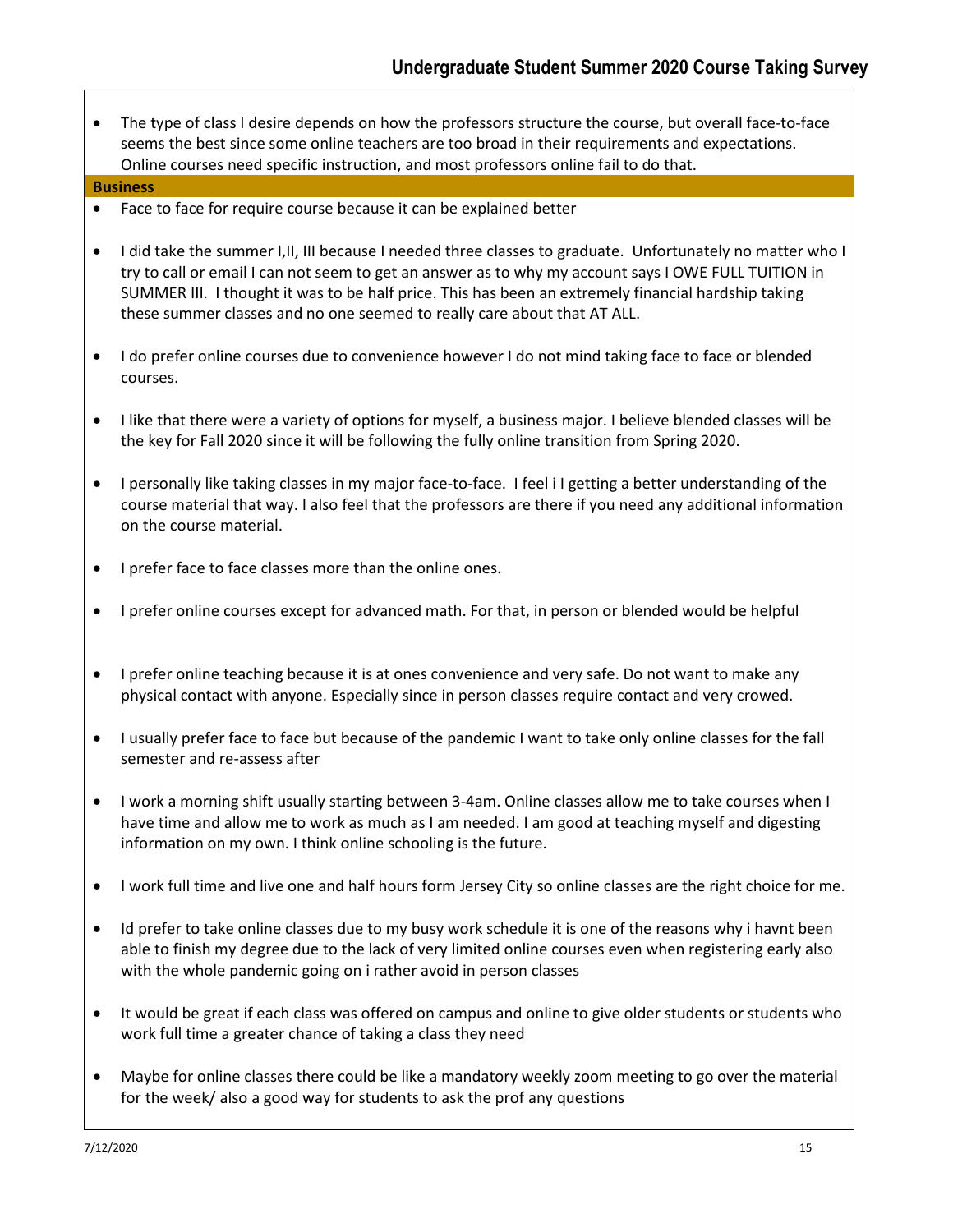- The type of class I desire depends on how the professors structure the course, but overall face-to-face seems the best since some online teachers are too broad in their requirements and expectations. Online courses need specific instruction, and most professors online fail to do that.

**Business**

- Face to face for require course because it can be explained better
- I did take the summer I,II, III because I needed three classes to graduate. Unfortunately no matter who I try to call or email I can not seem to get an answer as to why my account says I OWE FULL TUITION in SUMMER III. I thought it was to be half price. This has been an extremely financial hardship taking these summer classes and no one seemed to really care about that AT ALL.
- I do prefer online courses due to convenience however I do not mind taking face to face or blended courses.
- I like that there were a variety of options for myself, a business major. I believe blended classes will be the key for Fall 2020 since it will be following the fully online transition from Spring 2020.
- I personally like taking classes in my major face-to-face. I feel i I getting a better understanding of the course material that way. I also feel that the professors are there if you need any additional information on the course material.
- I prefer face to face classes more than the online ones.
- I prefer online courses except for advanced math. For that, in person or blended would be helpful
- I prefer online teaching because it is at ones convenience and very safe. Do not want to make any physical contact with anyone. Especially since in person classes require contact and very crowed.
- I usually prefer face to face but because of the pandemic I want to take only online classes for the fall semester and re-assess after
- I work a morning shift usually starting between 3-4am. Online classes allow me to take courses when I have time and allow me to work as much as I am needed. I am good at teaching myself and digesting information on my own. I think online schooling is the future.
- I work full time and live one and half hours form Jersey City so online classes are the right choice for me.
- Id prefer to take online classes due to my busy work schedule it is one of the reasons why i havnt been able to finish my degree due to the lack of very limited online courses even when registering early also with the whole pandemic going on i rather avoid in person classes
- It would be great if each class was offered on campus and online to give older students or students who work full time a greater chance of taking a class they need
- Maybe for online classes there could be like a mandatory weekly zoom meeting to go over the material for the week/ also a good way for students to ask the prof any questions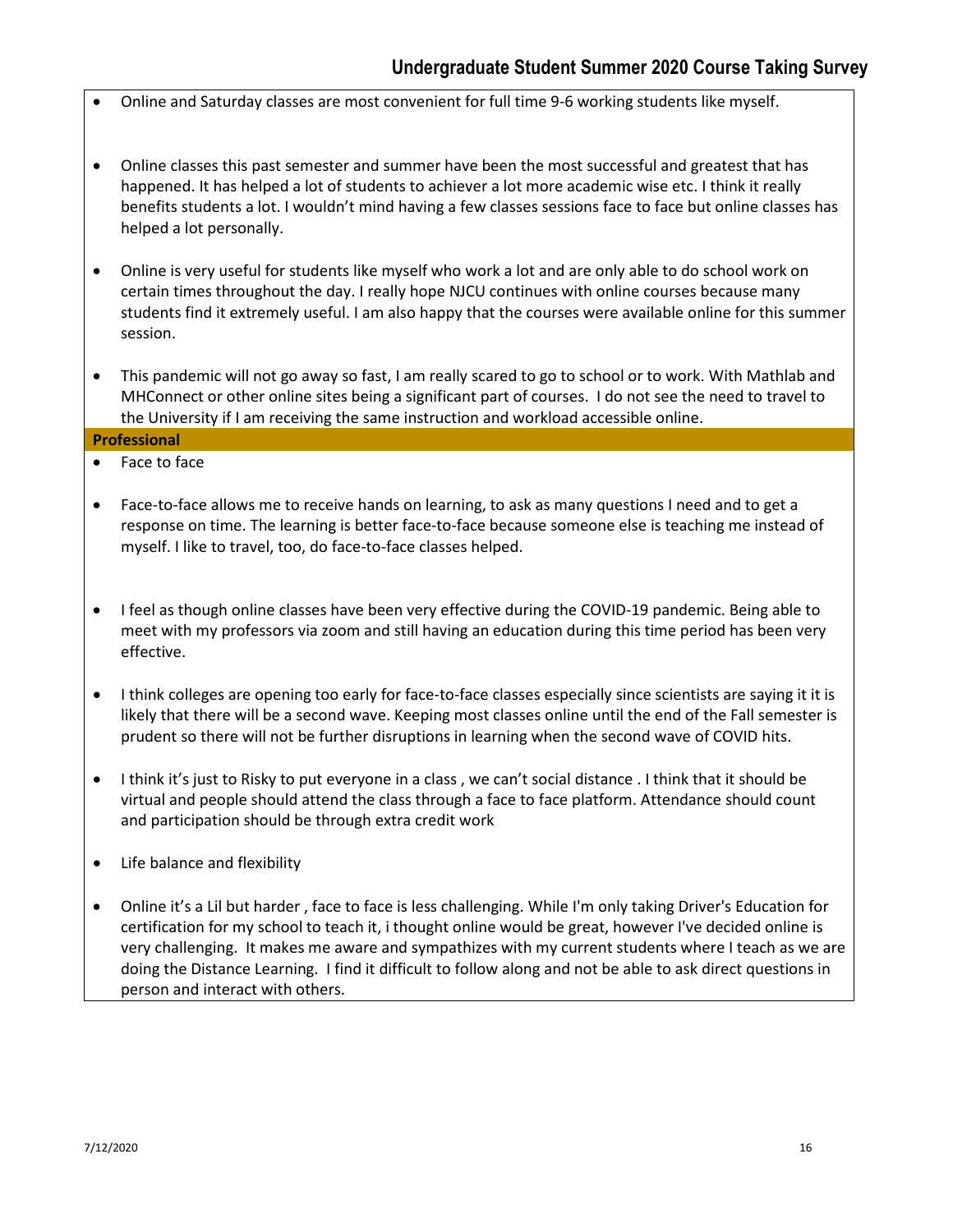- Online and Saturday classes are most convenient for full time 9-6 working students like myself.

- Online classes this past semester and summer have been the most successful and greatest that has happened. It has helped a lot of students to achiever a lot more academic wise etc. I think it really benefits students a lot. I wouldn't mind having a few classes sessions face to face but online classes has helped a lot personally.

- Online is very useful for students like myself who work a lot and are only able to do school work on certain times throughout the day. I really hope NJCU continues with online courses because many students find it extremely useful. I am also happy that the courses were available online for this summer session.

- This pandemic will not go away so fast, I am really scared to go to school or to work. With Mathlab and MHConnect or other online sites being a significant part of courses. I do not see the need to travel to the University if I am receiving the same instruction and workload accessible online.

**Professional**

- Face to face

- Face-to-face allows me to receive hands on learning, to ask as many questions I need and to get a response on time. The learning is better face-to-face because someone else is teaching me instead of myself. I like to travel, too, do face-to-face classes helped.

- I feel as though online classes have been very effective during the COVID-19 pandemic. Being able to meet with my professors via zoom and still having an education during this time period has been very effective.

- I think colleges are opening too early for face-to-face classes especially since scientists are saying it it is likely that there will be a second wave. Keeping most classes online until the end of the Fall semester is prudent so there will not be further disruptions in learning when the second wave of COVID hits.

- I think it's just to Risky to put everyone in a class , we can't social distance . I think that it should be virtual and people should attend the class through a face to face platform. Attendance should count and participation should be through extra credit work

- Life balance and flexibility

- Online it's a Lil but harder , face to face is less challenging. While I'm only taking Driver's Education for certification for my school to teach it, i thought online would be great, however I've decided online is very challenging. It makes me aware and sympathizes with my current students where I teach as we are doing the Distance Learning. I find it difficult to follow along and not be able to ask direct questions in person and interact with others.